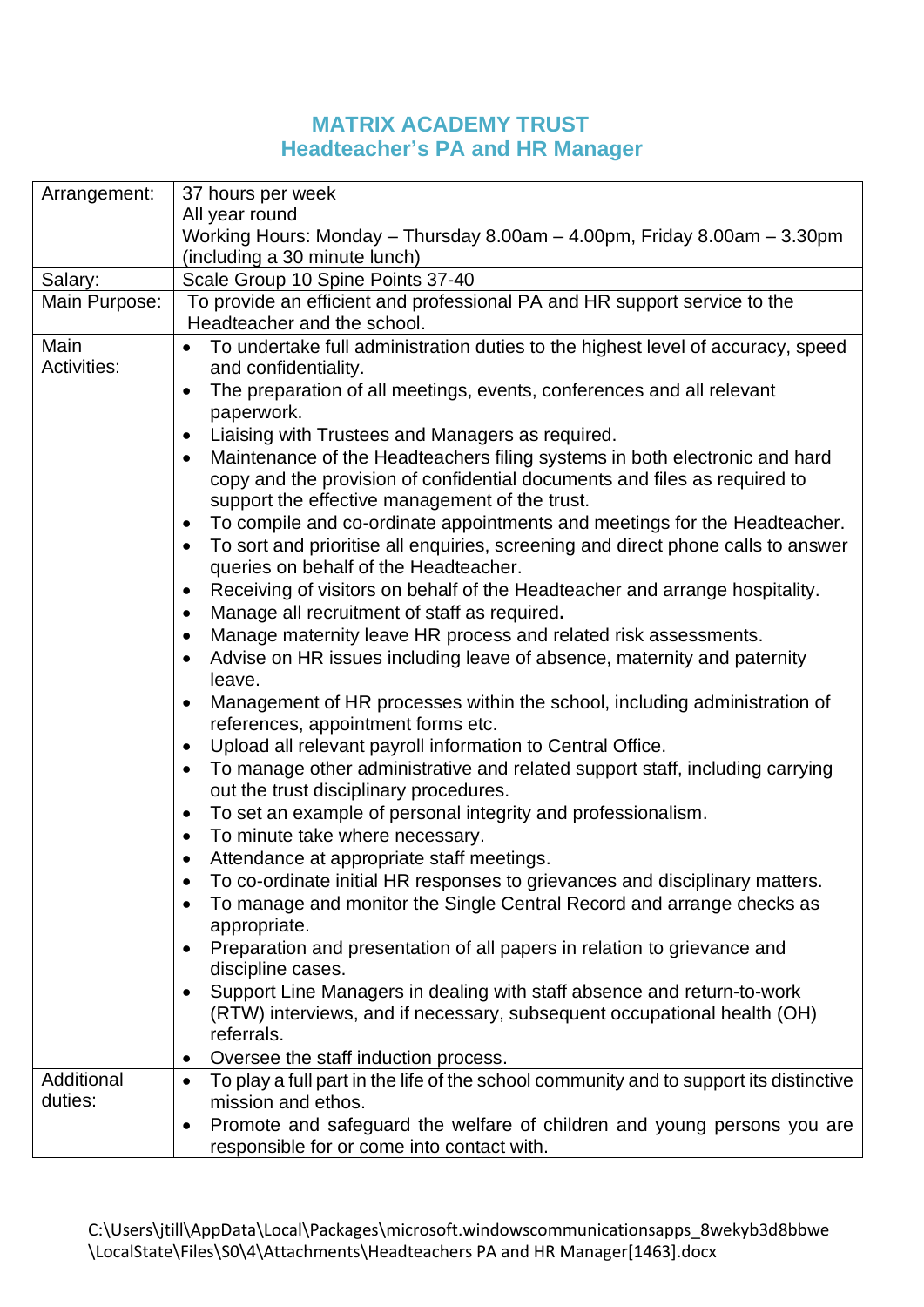# MATRIX ACADEMY TRUST
## Headteacher's PA and HR Manager

| | |
|---|---|
| Arrangement: | 37 hours per week<br>All year round<br>Working Hours: Monday – Thursday 8.00am – 4.00pm, Friday 8.00am – 3.30pm (including a 30 minute lunch) |
| Salary: | Scale Group 10 Spine Points 37-40 |
| Main Purpose: | To provide an efficient and professional PA and HR support service to the Headteacher and the school. |
| Main Activities: | • To undertake full administration duties to the highest level of accuracy, speed and confidentiality.<br>• The preparation of all meetings, events, conferences and all relevant paperwork.<br>• Liaising with Trustees and Managers as required.<br>• Maintenance of the Headteachers filing systems in both electronic and hard copy and the provision of confidential documents and files as required to support the effective management of the trust.<br>• To compile and co-ordinate appointments and meetings for the Headteacher.<br>• To sort and prioritise all enquiries, screening and direct phone calls to answer queries on behalf of the Headteacher.<br>• Receiving of visitors on behalf of the Headteacher and arrange hospitality.<br>• Manage all recruitment of staff as required**.**<br>• Manage maternity leave HR process and related risk assessments.<br>• Advise on HR issues including leave of absence, maternity and paternity leave.<br>• Management of HR processes within the school, including administration of references, appointment forms etc.<br>• Upload all relevant payroll information to Central Office.<br>• To manage other administrative and related support staff, including carrying out the trust disciplinary procedures.<br>• To set an example of personal integrity and professionalism.<br>• To minute take where necessary.<br>• Attendance at appropriate staff meetings.<br>• To co-ordinate initial HR responses to grievances and disciplinary matters.<br>• To manage and monitor the Single Central Record and arrange checks as appropriate.<br>• Preparation and presentation of all papers in relation to grievance and discipline cases.<br>• Support Line Managers in dealing with staff absence and return-to-work (RTW) interviews, and if necessary, subsequent occupational health (OH) referrals.<br>• Oversee the staff induction process. |
| Additional duties: | • To play a full part in the life of the school community and to support its distinctive mission and ethos.<br>• Promote and safeguard the welfare of children and young persons you are responsible for or come into contact with. |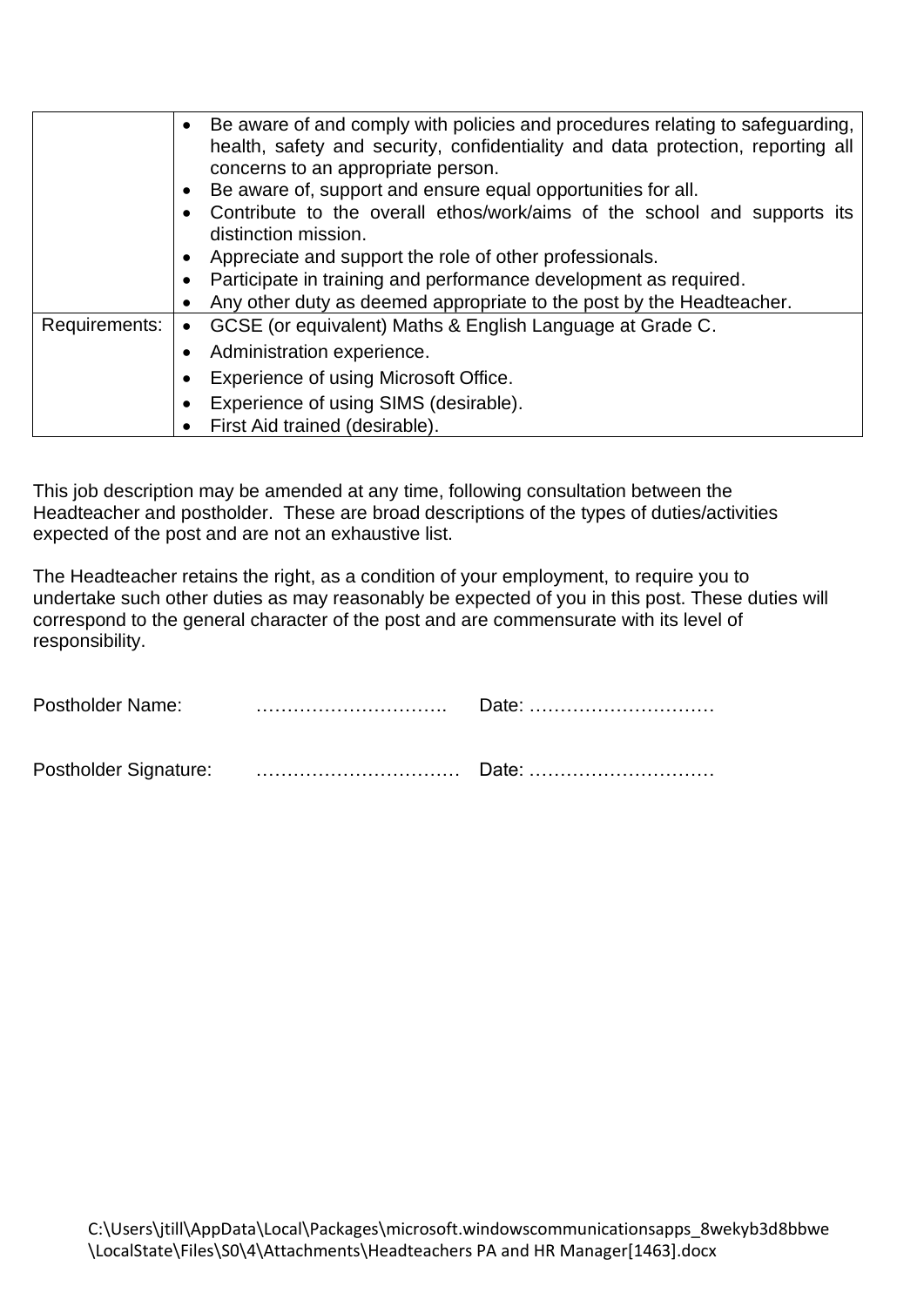| | |
|---|---|
| | • Be aware of and comply with policies and procedures relating to safeguarding, health, safety and security, confidentiality and data protection, reporting all concerns to an appropriate person.<br>• Be aware of, support and ensure equal opportunities for all.<br>• Contribute to the overall ethos/work/aims of the school and supports its distinction mission.<br>• Appreciate and support the role of other professionals.<br>• Participate in training and performance development as required.<br>• Any other duty as deemed appropriate to the post by the Headteacher. |
| Requirements: | • GCSE (or equivalent) Maths & English Language at Grade C.<br>• Administration experience.<br>• Experience of using Microsoft Office.<br>• Experience of using SIMS (desirable).<br>• First Aid trained (desirable). |

This job description may be amended at any time, following consultation between the Headteacher and postholder. These are broad descriptions of the types of duties/activities expected of the post and are not an exhaustive list.

The Headteacher retains the right, as a condition of your employment, to require you to undertake such other duties as may reasonably be expected of you in this post. These duties will correspond to the general character of the post and are commensurate with its level of responsibility.

Postholder Name: …………………………. Date: …………………………

Postholder Signature: …………………………… Date: …………………………

C:\Users\jtill\AppData\Local\Packages\microsoft.windowscommunicationsapps_8wekyb3d8bbwe\LocalState\Files\S0\4\Attachments\Headteachers PA and HR Manager[1463].docx